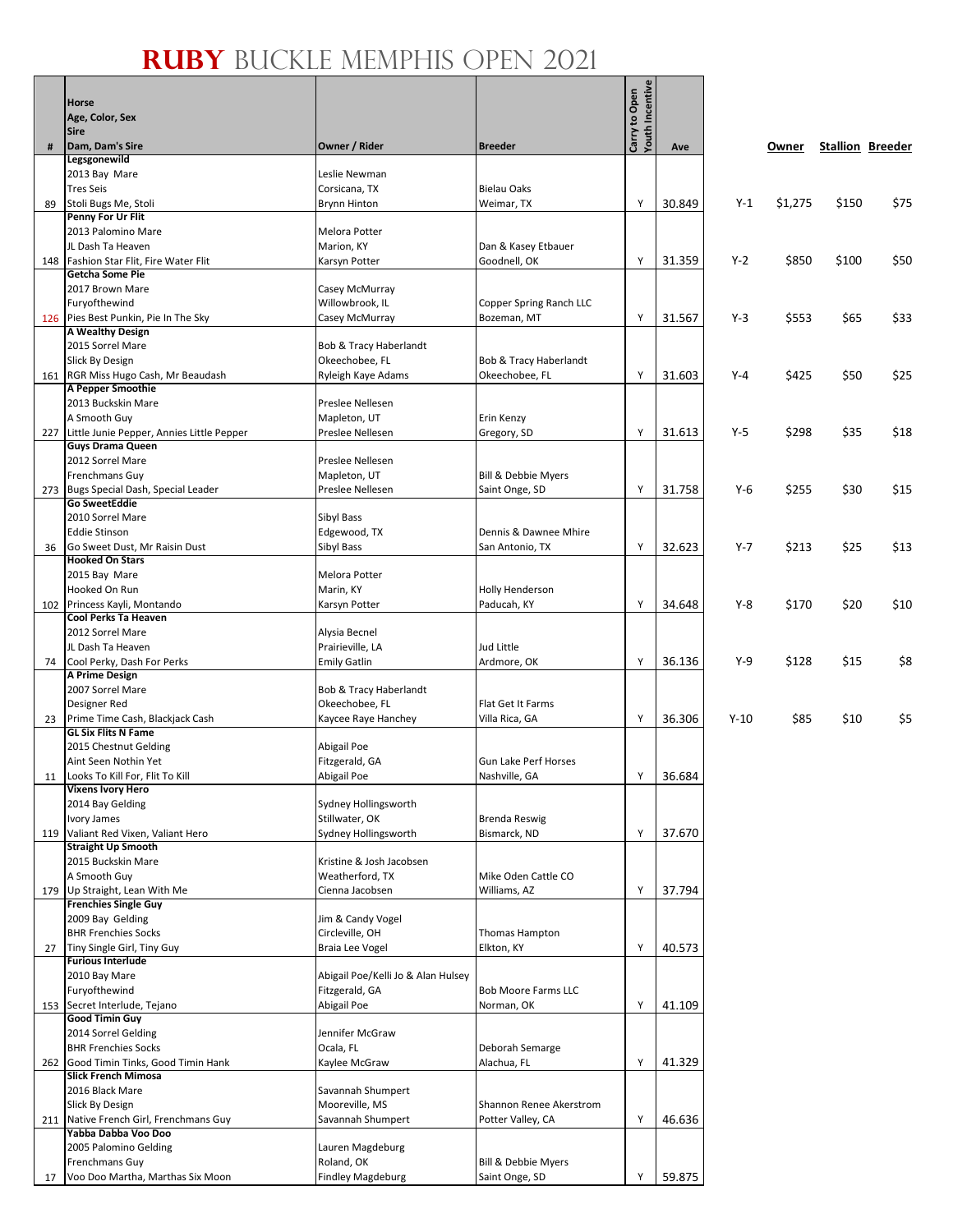# RUBY BUCKLE MEMPHIS OPEN 2021

| # | Horse<br>Age, Color, Sex<br>Sire<br>Dam, Dam's Sire | Owner / Rider | Breeder | Carry to Open Youth Incentive | Ave | | Owner | Stallion | Breeder |
|---|---|---|---|---|---|---|---|---|---|
| 89 | **Legsgonewild**<br>2013 Bay Mare<br>Tres Seis<br>Stoli Bugs Me, Stoli | Leslie Newman<br>Corsicana, TX<br>Brynn Hinton | Bielau Oaks<br>Weimar, TX | Y | 30.849 | Y-1 | $1,275 | $150 | $75 |
| 148 | **Penny For Ur Flit**<br>2013 Palomino Mare<br>JL Dash Ta Heaven<br>Fashion Star Flit, Fire Water Flit | Melora Potter<br>Marion, KY<br>Karsyn Potter | Dan & Kasey Etbauer<br>Goodnell, OK | Y | 31.359 | Y-2 | $850 | $100 | $50 |
| 126 | **Getcha Some Pie**<br>2017 Brown Mare<br>Furyofthewind<br>Pies Best Punkin, Pie In The Sky | Casey McMurray<br>Willowbrook, IL<br>Casey McMurray | Copper Spring Ranch LLC<br>Bozeman, MT | Y | 31.567 | Y-3 | $553 | $65 | $33 |
| 161 | **A Wealthy Design**<br>2015 Sorrel Mare<br>Slick By Design<br>RGR Miss Hugo Cash, Mr Beaudash | Bob & Tracy Haberlandt<br>Okeechobee, FL<br>Ryleigh Kaye Adams | Bob & Tracy Haberlandt<br>Okeechobee, FL | Y | 31.603 | Y-4 | $425 | $50 | $25 |
| 227 | **A Pepper Smoothie**<br>2013 Buckskin Mare<br>A Smooth Guy<br>Little Junie Pepper, Annies Little Pepper | Preslee Nellesen<br>Mapleton, UT<br>Preslee Nellesen | Erin Kenzy<br>Gregory, SD | Y | 31.613 | Y-5 | $298 | $35 | $18 |
| 273 | **Guys Drama Queen**<br>2012 Sorrel Mare<br>Frenchmans Guy<br>Bugs Special Dash, Special Leader | Preslee Nellesen<br>Mapleton, UT<br>Preslee Nellesen | Bill & Debbie Myers<br>Saint Onge, SD | Y | 31.758 | Y-6 | $255 | $30 | $15 |
| 36 | **Go SweetEddie**<br>2010 Sorrel Mare<br>Eddie Stinson<br>Go Sweet Dust, Mr Raisin Dust | Sibyl Bass<br>Edgewood, TX<br>Sibyl Bass | Dennis & Dawnee Mhire<br>San Antonio, TX | Y | 32.623 | Y-7 | $213 | $25 | $13 |
| 102 | **Hooked On Stars**<br>2015 Bay Mare<br>Hooked On Run<br>Princess Kayli, Montando | Melora Potter<br>Marin, KY<br>Karsyn Potter | Holly Henderson<br>Paducah, KY | Y | 34.648 | Y-8 | $170 | $20 | $10 |
| 74 | **Cool Perks Ta Heaven**<br>2012 Sorrel Mare<br>JL Dash Ta Heaven<br>Cool Perky, Dash For Perks | Alysia Becnel<br>Prairieville, LA<br>Emily Gatlin | Jud Little<br>Ardmore, OK | Y | 36.136 | Y-9 | $128 | $15 | $8 |
| 23 | **A Prime Design**<br>2007 Sorrel Mare<br>Designer Red<br>Prime Time Cash, Blackjack Cash | Bob & Tracy Haberlandt<br>Okeechobee, FL<br>Kaycee Raye Hanchey | Flat Get It Farms<br>Villa Rica, GA | Y | 36.306 | Y-10 | $85 | $10 | $5 |
| 11 | **GL Six Flits N Fame**<br>2015 Chestnut Gelding<br>Aint Seen Nothin Yet<br>Looks To Kill For, Flit To Kill | Abigail Poe<br>Fitzgerald, GA<br>Abigail Poe | Gun Lake Perf Horses<br>Nashville, GA | Y | 36.684 | | | | |
| 119 | **Vixens Ivory Hero**<br>2014 Bay Gelding<br>Ivory James<br>Valiant Red Vixen, Valiant Hero | Sydney Hollingsworth<br>Stillwater, OK<br>Sydney Hollingsworth | Brenda Reswig<br>Bismarck, ND | Y | 37.670 | | | | |
| 179 | **Straight Up Smooth**<br>2015 Buckskin Mare<br>A Smooth Guy<br>Up Straight, Lean With Me | Kristine & Josh Jacobsen<br>Weatherford, TX<br>Cienna Jacobsen | Mike Oden Cattle CO<br>Williams, AZ | Y | 37.794 | | | | |
| 27 | **Frenchies Single Guy**<br>2009 Bay Gelding<br>BHR Frenchies Socks<br>Tiny Single Girl, Tiny Guy | Jim & Candy Vogel<br>Circleville, OH<br>Braia Lee Vogel | Thomas Hampton<br>Elkton, KY | Y | 40.573 | | | | |
| 153 | **Furious Interlude**<br>2010 Bay Mare<br>Furyofthewind<br>Secret Interlude, Tejano | Abigail Poe/Kelli Jo & Alan Hulsey<br>Fitzgerald, GA<br>Abigail Poe | Bob Moore Farms LLC<br>Norman, OK | Y | 41.109 | | | | |
| 262 | **Good Timin Guy**<br>2014 Sorrel Gelding<br>BHR Frenchies Socks<br>Good Timin Tinks, Good Timin Hank | Jennifer McGraw<br>Ocala, FL<br>Kaylee McGraw | Deborah Semarge<br>Alachua, FL | Y | 41.329 | | | | |
| 211 | **Slick French Mimosa**<br>2016 Black Mare<br>Slick By Design<br>Native French Girl, Frenchmans Guy | Savannah Shumpert<br>Mooreville, MS<br>Savannah Shumpert | Shannon Renee Akerstrom<br>Potter Valley, CA | Y | 46.636 | | | | |
| 17 | **Yabba Dabba Voo Doo**<br>2005 Palomino Gelding<br>Frenchmans Guy<br>Voo Doo Martha, Marthas Six Moon | Lauren Magdeburg<br>Roland, OK<br>Findley Magdeburg | Bill & Debbie Myers<br>Saint Onge, SD | Y | 59.875 | | | | |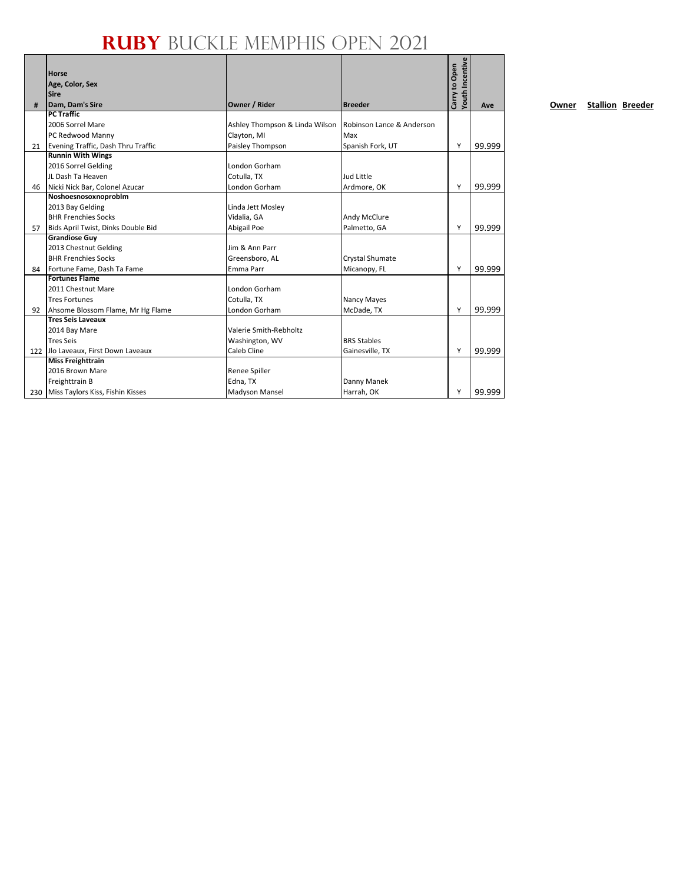# RUBY BUCKLE MEMPHIS OPEN 2021

| # | Horse<br>Age, Color, Sex<br>Sire<br>Dam, Dam's Sire | Owner / Rider | Breeder | Carry to Open<br>Youth Incentive | Ave |
|---|---|---|---|---|---|
| 21 | **PC Traffic**<br>2006 Sorrel Mare<br>PC Redwood Manny<br>Evening Traffic, Dash Thru Traffic | Ashley Thompson & Linda Wilson<br>Clayton, MI<br>Paisley Thompson | Robinson Lance & Anderson<br>Max<br>Spanish Fork, UT | Y | 99.999 |
| 46 | **Runnin With Wings**<br>2016 Sorrel Gelding<br>JL Dash Ta Heaven<br>Nicki Nick Bar, Colonel Azucar | London Gorham<br>Cotulla, TX<br>London Gorham | Jud Little<br>Ardmore, OK | Y | 99.999 |
| 57 | **Noshoesnosoxnoproblm**<br>2013 Bay Gelding<br>BHR Frenchies Socks<br>Bids April Twist, Dinks Double Bid | Linda Jett Mosley<br>Vidalia, GA<br>Abigail Poe | Andy McClure<br>Palmetto, GA | Y | 99.999 |
| 84 | **Grandiose Guy**<br>2013 Chestnut Gelding<br>BHR Frenchies Socks<br>Fortune Fame, Dash Ta Fame | Jim & Ann Parr<br>Greensboro, AL<br>Emma Parr | Crystal Shumate<br>Micanopy, FL | Y | 99.999 |
| 92 | **Fortunes Flame**<br>2011 Chestnut Mare<br>Tres Fortunes<br>Ahsome Blossom Flame, Mr Hg Flame | London Gorham<br>Cotulla, TX<br>London Gorham | Nancy Mayes<br>McDade, TX | Y | 99.999 |
| 122 | **Tres Seis Laveaux**<br>2014 Bay Mare<br>Tres Seis<br>Jlo Laveaux, First Down Laveaux | Valerie Smith-Rebholtz<br>Washington, WV<br>Caleb Cline | BRS Stables<br>Gainesville, TX | Y | 99.999 |
| 230 | **Miss Freighttrain**<br>2016 Brown Mare<br>Freighttrain B<br>Miss Taylors Kiss, Fishin Kisses | Renee Spiller<br>Edna, TX<br>Madyson Mansel | Danny Manek<br>Harrah, OK | Y | 99.999 |

**Owner** **Stallion** **Breeder**